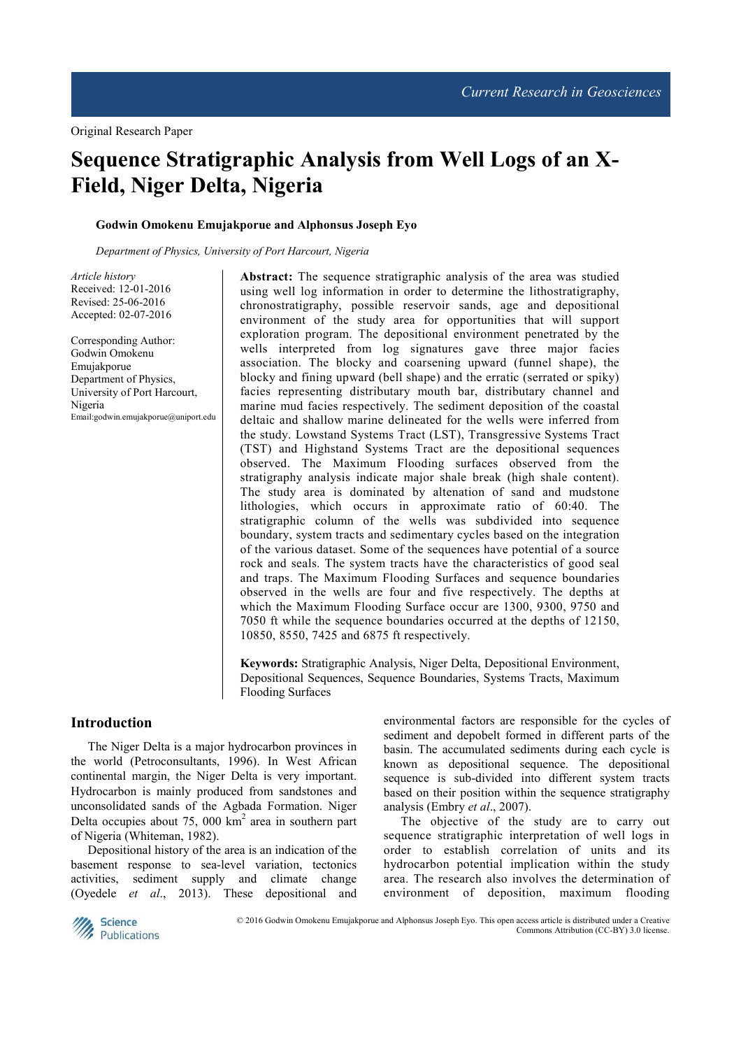Original Research Paper

# Sequence Stratigraphic Analysis from Well Logs of an X-Field, Niger Delta, Nigeria

**Godwin Omokenu Emujakporue and Alphonsus Joseph Eyo**

*Department of Physics, University of Port Harcourt, Nigeria*

*Article history*
Received: 12-01-2016
Revised: 25-06-2016
Accepted: 02-07-2016

Corresponding Author:
Godwin Omokenu Emujakporue
Department of Physics,
University of Port Harcourt,
Nigeria
Email:godwin.emujakporue@uniport.edu

**Abstract:** The sequence stratigraphic analysis of the area was studied using well log information in order to determine the lithostratigraphy, chronostratigraphy, possible reservoir sands, age and depositional environment of the study area for opportunities that will support exploration program. The depositional environment penetrated by the wells interpreted from log signatures gave three major facies association. The blocky and coarsening upward (funnel shape), the blocky and fining upward (bell shape) and the erratic (serrated or spiky) facies representing distributary mouth bar, distributary channel and marine mud facies respectively. The sediment deposition of the coastal deltaic and shallow marine delineated for the wells were inferred from the study. Lowstand Systems Tract (LST), Transgressive Systems Tract (TST) and Highstand Systems Tract are the depositional sequences observed. The Maximum Flooding surfaces observed from the stratigraphy analysis indicate major shale break (high shale content). The study area is dominated by altenation of sand and mudstone lithologies, which occurs in approximate ratio of 60:40. The stratigraphic column of the wells was subdivided into sequence boundary, system tracts and sedimentary cycles based on the integration of the various dataset. Some of the sequences have potential of a source rock and seals. The system tracts have the characteristics of good seal and traps. The Maximum Flooding Surfaces and sequence boundaries observed in the wells are four and five respectively. The depths at which the Maximum Flooding Surface occur are 1300, 9300, 9750 and 7050 ft while the sequence boundaries occurred at the depths of 12150, 10850, 8550, 7425 and 6875 ft respectively.

**Keywords:** Stratigraphic Analysis, Niger Delta, Depositional Environment, Depositional Sequences, Sequence Boundaries, Systems Tracts, Maximum Flooding Surfaces

## Introduction

The Niger Delta is a major hydrocarbon provinces in the world (Petroconsultants, 1996). In West African continental margin, the Niger Delta is very important. Hydrocarbon is mainly produced from sandstones and unconsolidated sands of the Agbada Formation. Niger Delta occupies about 75, 000 km$^2$ area in southern part of Nigeria (Whiteman, 1982).

Depositional history of the area is an indication of the basement response to sea-level variation, tectonics activities, sediment supply and climate change (Oyedele *et al*., 2013). These depositional and environmental factors are responsible for the cycles of sediment and depobelt formed in different parts of the basin. The accumulated sediments during each cycle is known as depositional sequence. The depositional sequence is sub-divided into different system tracts based on their position within the sequence stratigraphy analysis (Embry *et al*., 2007).

The objective of the study are to carry out sequence stratigraphic interpretation of well logs in order to establish correlation of units and its hydrocarbon potential implication within the study area. The research also involves the determination of environment of deposition, maximum flooding

© 2016 Godwin Omokenu Emujakporue and Alphonsus Joseph Eyo. This open access article is distributed under a Creative Commons Attribution (CC-BY) 3.0 license.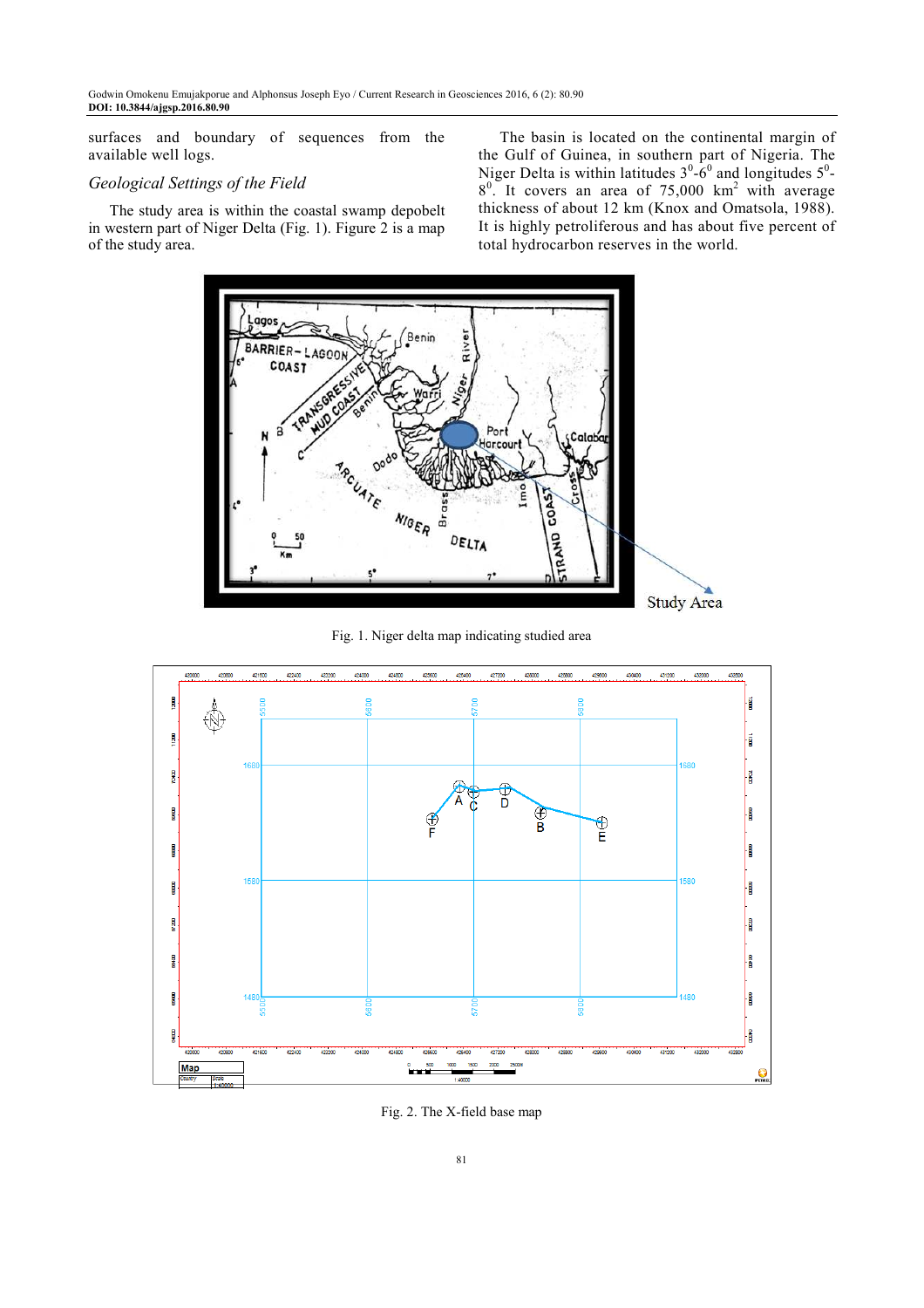surfaces and boundary of sequences from the available well logs.

### Geological Settings of the Field

The study area is within the coastal swamp depobelt in western part of Niger Delta (Fig. 1). Figure 2 is a map of the study area.

The basin is located on the continental margin of the Gulf of Guinea, in southern part of Nigeria. The Niger Delta is within latitudes $3^0$-$6^0$ and longitudes $5^0$-$8^0$. It covers an area of 75,000 $km^2$ with average thickness of about 12 km (Knox and Omatsola, 1988). It is highly petroliferous and has about five percent of total hydrocarbon reserves in the world.

Fig. 1. Niger delta map indicating studied area

Fig. 2. The X-field base map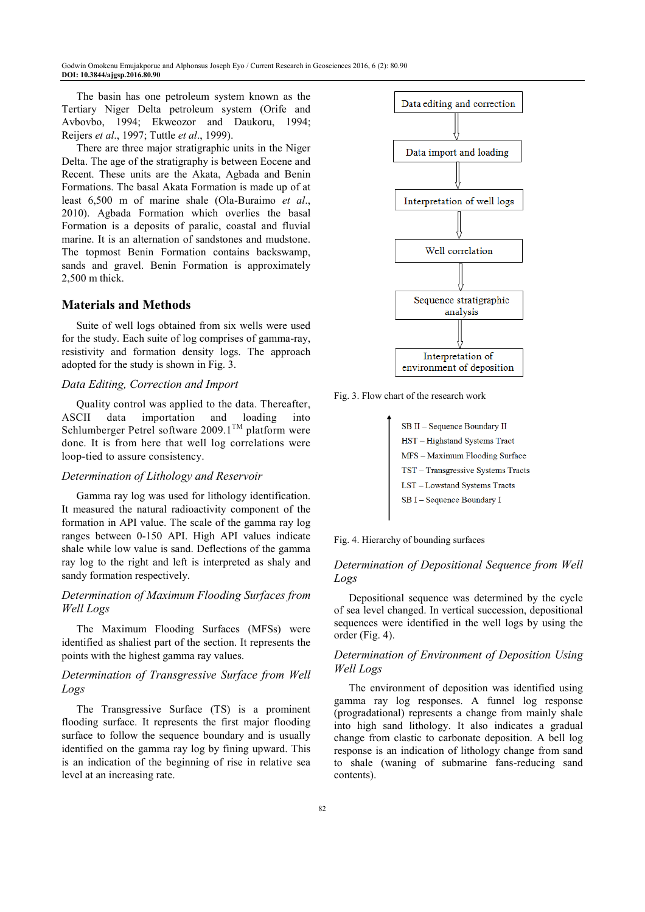The basin has one petroleum system known as the Tertiary Niger Delta petroleum system (Orife and Avbovbo, 1994; Ekweozor and Daukoru, 1994; Reijers *et al*., 1997; Tuttle *et al*., 1999).

There are three major stratigraphic units in the Niger Delta. The age of the stratigraphy is between Eocene and Recent. These units are the Akata, Agbada and Benin Formations. The basal Akata Formation is made up of at least 6,500 m of marine shale (Ola-Buraimo *et al*., 2010). Agbada Formation which overlies the basal Formation is a deposits of paralic, coastal and fluvial marine. It is an alternation of sandstones and mudstone. The topmost Benin Formation contains backswamp, sands and gravel. Benin Formation is approximately 2,500 m thick.

## Materials and Methods

Suite of well logs obtained from six wells were used for the study. Each suite of log comprises of gamma-ray, resistivity and formation density logs. The approach adopted for the study is shown in Fig. 3.

### *Data Editing, Correction and Import*

Quality control was applied to the data. Thereafter, ASCII data importation and loading into Schlumberger Petrel software 2009.1™ platform were done. It is from here that well log correlations were loop-tied to assure consistency.

### *Determination of Lithology and Reservoir*

Gamma ray log was used for lithology identification. It measured the natural radioactivity component of the formation in API value. The scale of the gamma ray log ranges between 0-150 API. High API values indicate shale while low value is sand. Deflections of the gamma ray log to the right and left is interpreted as shaly and sandy formation respectively.

### *Determination of Maximum Flooding Surfaces from Well Logs*

The Maximum Flooding Surfaces (MFSs) were identified as shaliest part of the section. It represents the points with the highest gamma ray values.

### *Determination of Transgressive Surface from Well Logs*

The Transgressive Surface (TS) is a prominent flooding surface. It represents the first major flooding surface to follow the sequence boundary and is usually identified on the gamma ray log by fining upward. This is an indication of the beginning of rise in relative sea level at an increasing rate.

Data editing and correction → Data import and loading → Interpretation of well logs → Well correlation → Sequence stratigraphic analysis → Interpretation of environment of deposition

Fig. 3. Flow chart of the research work

SB II – Sequence Boundary II
HST – Highstand Systems Tract
MFS – Maximum Flooding Surface
TST – Transgressive Systems Tracts
LST – Lowstand Systems Tracts
SB I – Sequence Boundary I

Fig. 4. Hierarchy of bounding surfaces

### *Determination of Depositional Sequence from Well Logs*

Depositional sequence was determined by the cycle of sea level changed. In vertical succession, depositional sequences were identified in the well logs by using the order (Fig. 4).

### *Determination of Environment of Deposition Using Well Logs*

The environment of deposition was identified using gamma ray log responses. A funnel log response (progradational) represents a change from mainly shale into high sand lithology. It also indicates a gradual change from clastic to carbonate deposition. A bell log response is an indication of lithology change from sand to shale (waning of submarine fans-reducing sand contents).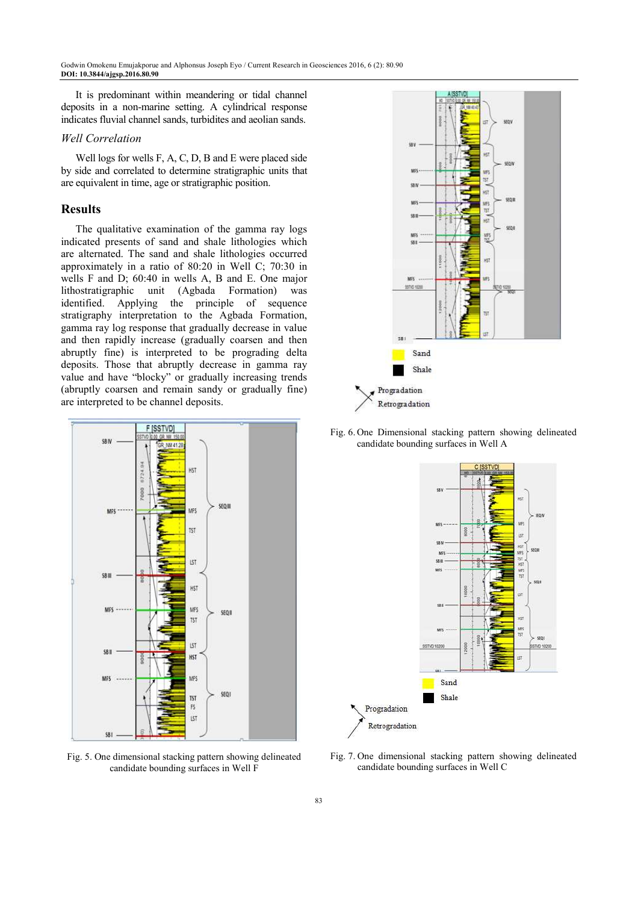It is predominant within meandering or tidal channel deposits in a non-marine setting. A cylindrical response indicates fluvial channel sands, turbidites and aeolian sands.

### *Well Correlation*

Well logs for wells F, A, C, D, B and E were placed side by side and correlated to determine stratigraphic units that are equivalent in time, age or stratigraphic position.

## Results

The qualitative examination of the gamma ray logs indicated presents of sand and shale lithologies which are alternated. The sand and shale lithologies occurred approximately in a ratio of 80:20 in Well C; 70:30 in wells F and D; 60:40 in wells A, B and E. One major lithostratigraphic unit (Agbada Formation) was identified. Applying the principle of sequence stratigraphy interpretation to the Agbada Formation, gamma ray log response that gradually decrease in value and then rapidly increase (gradually coarsen and then abruptly fine) is interpreted to be prograding delta deposits. Those that abruptly decrease in gamma ray value and have "blocky" or gradually increasing trends (abruptly coarsen and remain sandy or gradually fine) are interpreted to be channel deposits.

Fig. 5. One dimensional stacking pattern showing delineated candidate bounding surfaces in Well F

Fig. 6. One Dimensional stacking pattern showing delineated candidate bounding surfaces in Well A

Fig. 7. One dimensional stacking pattern showing delineated candidate bounding surfaces in Well C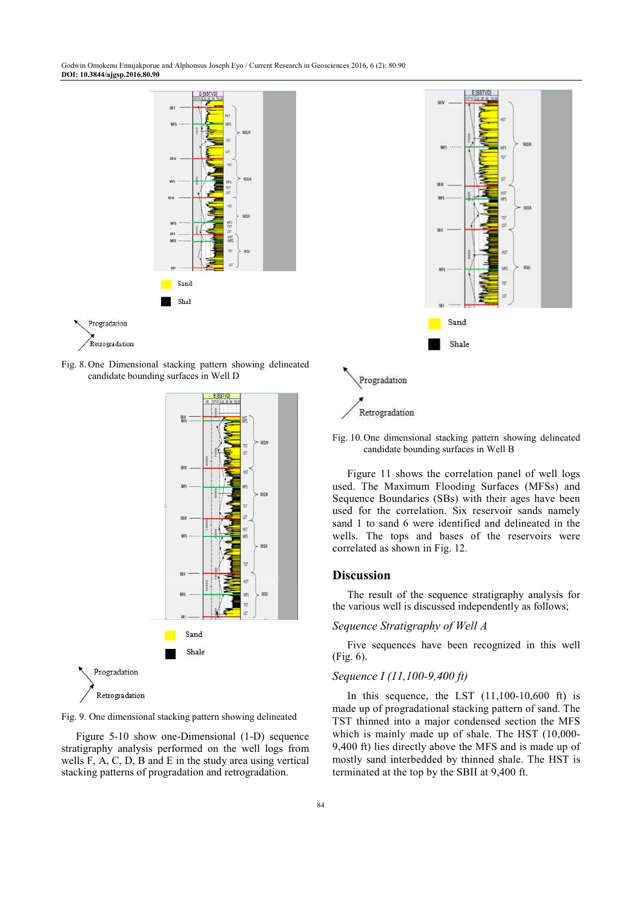Fig. 8. One Dimensional stacking pattern showing delineated candidate bounding surfaces in Well D

Fig. 9. One dimensional stacking pattern showing delineated

Figure 5-10 show one-Dimensional (1-D) sequence stratigraphy analysis performed on the well logs from wells F, A, C, D, B and E in the study area using vertical stacking patterns of progradation and retrogradation.

Fig. 10. One dimensional stacking pattern showing delineated candidate bounding surfaces in Well B

Figure 11 shows the correlation panel of well logs used. The Maximum Flooding Surfaces (MFSs) and Sequence Boundaries (SBs) with their ages have been used for the correlation. Six reservoir sands namely sand 1 to sand 6 were identified and delineated in the wells. The tops and bases of the reservoirs were correlated as shown in Fig. 12.

## Discussion

The result of the sequence stratigraphy analysis for the various well is discussed independently as follows;

### *Sequence Stratigraphy of Well A*

Five sequences have been recognized in this well (Fig. 6).

### *Sequence I (11,100-9,400 ft)*

In this sequence, the LST (11,100-10,600 ft) is made up of progradational stacking pattern of sand. The TST thinned into a major condensed section the MFS which is mainly made up of shale. The HST (10,000-9,400 ft) lies directly above the MFS and is made up of mostly sand interbedded by thinned shale. The HST is terminated at the top by the SBII at 9,400 ft.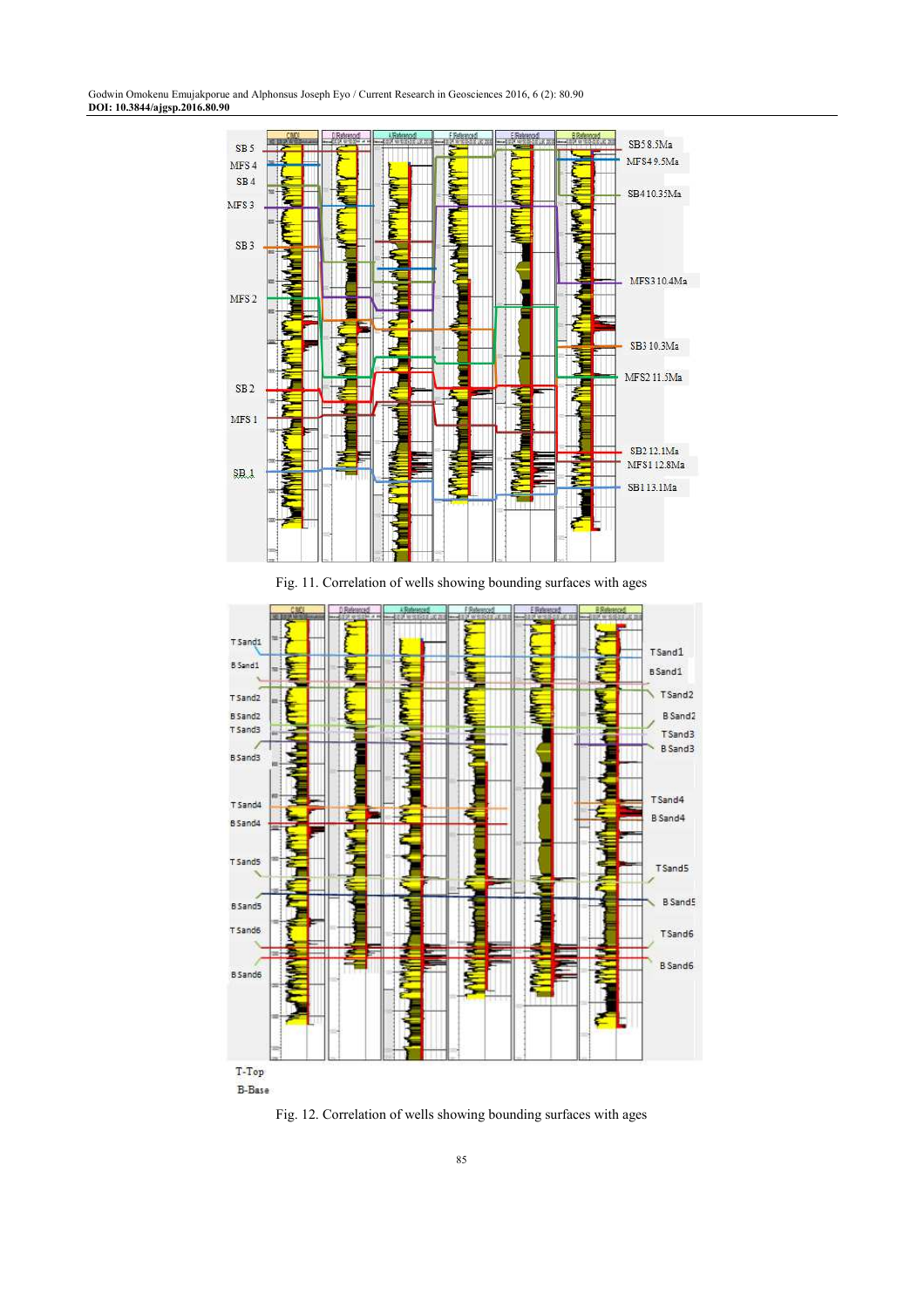Fig. 11. Correlation of wells showing bounding surfaces with ages

T-Top

B-Base

Fig. 12. Correlation of wells showing bounding surfaces with ages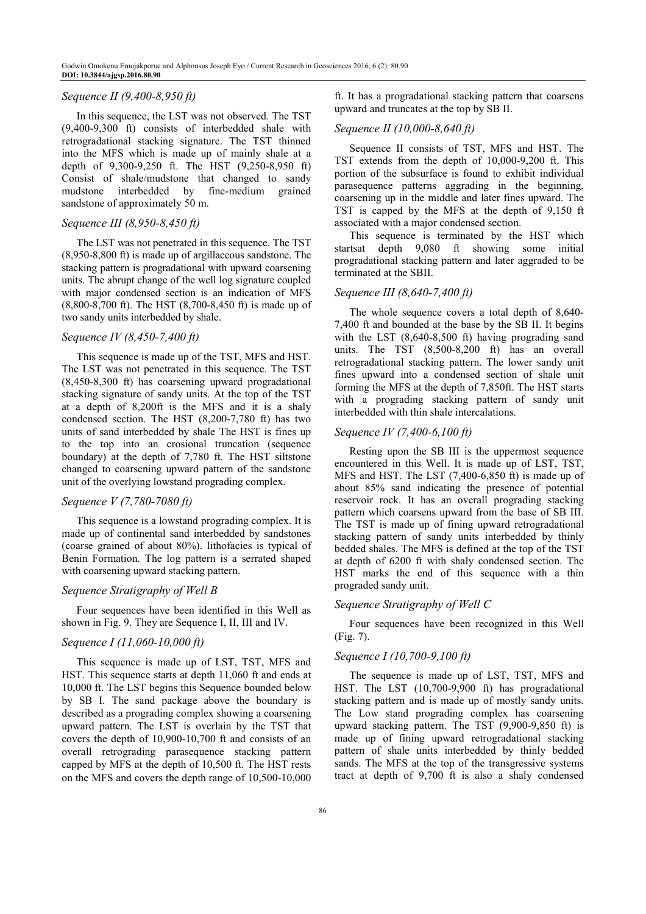### *Sequence II (9,400-8,950 ft)*

In this sequence, the LST was not observed. The TST (9,400-9,300 ft) consists of interbedded shale with retrogradational stacking signature. The TST thinned into the MFS which is made up of mainly shale at a depth of 9,300-9,250 ft. The HST (9,250-8,950 ft) Consist of shale/mudstone that changed to sandy mudstone interbedded by fine-medium grained sandstone of approximately 50 m.

### *Sequence III (8,950-8,450 ft)*

The LST was not penetrated in this sequence. The TST (8,950-8,800 ft) is made up of argillaceous sandstone. The stacking pattern is progradational with upward coarsening units. The abrupt change of the well log signature coupled with major condensed section is an indication of MFS (8,800-8,700 ft). The HST (8,700-8,450 ft) is made up of two sandy units interbedded by shale.

### *Sequence IV (8,450-7,400 ft)*

This sequence is made up of the TST, MFS and HST. The LST was not penetrated in this sequence. The TST (8,450-8,300 ft) has coarsening upward progradational stacking signature of sandy units. At the top of the TST at a depth of 8,200ft is the MFS and it is a shaly condensed section. The HST (8,200-7,780 ft) has two units of sand interbedded by shale The HST is fines up to the top into an erosional truncation (sequence boundary) at the depth of 7,780 ft. The HST siltstone changed to coarsening upward pattern of the sandstone unit of the overlying lowstand prograding complex.

### *Sequence V (7,780-7080 ft)*

This sequence is a lowstand prograding complex. It is made up of continental sand interbedded by sandstones (coarse grained of about 80%). lithofacies is typical of Benin Formation. The log pattern is a serrated shaped with coarsening upward stacking pattern.

### *Sequence Stratigraphy of Well B*

Four sequences have been identified in this Well as shown in Fig. 9. They are Sequence I, II, III and IV.

### *Sequence I (11,060-10,000 ft)*

This sequence is made up of LST, TST, MFS and HST. This sequence starts at depth 11,060 ft and ends at 10,000 ft. The LST begins this Sequence bounded below by SB I. The sand package above the boundary is described as a prograding complex showing a coarsening upward pattern. The LST is overlain by the TST that covers the depth of 10,900-10,700 ft and consists of an overall retrograding parasequence stacking pattern capped by MFS at the depth of 10,500 ft. The HST rests on the MFS and covers the depth range of 10,500-10,000 ft. It has a progradational stacking pattern that coarsens upward and truncates at the top by SB II.

### *Sequence II (10,000-8,640 ft)*

Sequence II consists of TST, MFS and HST. The TST extends from the depth of 10,000-9,200 ft. This portion of the subsurface is found to exhibit individual parasequence patterns aggrading in the beginning, coarsening up in the middle and later fines upward. The TST is capped by the MFS at the depth of 9,150 ft associated with a major condensed section.

This sequence is terminated by the HST which startsat depth 9,080 ft showing some initial progradational stacking pattern and later aggraded to be terminated at the SBII.

### *Sequence III (8,640-7,400 ft)*

The whole sequence covers a total depth of 8,640-7,400 ft and bounded at the base by the SB II. It begins with the LST (8,640-8,500 ft) having prograding sand units. The TST (8,500-8,200 ft) has an overall retrogradational stacking pattern. The lower sandy unit fines upward into a condensed section of shale unit forming the MFS at the depth of 7,850ft. The HST starts with a prograding stacking pattern of sandy unit interbedded with thin shale intercalations.

### *Sequence IV (7,400-6,100 ft)*

Resting upon the SB III is the uppermost sequence encountered in this Well. It is made up of LST, TST, MFS and HST. The LST (7,400-6,850 ft) is made up of about 85% sand indicating the presence of potential reservoir rock. It has an overall prograding stacking pattern which coarsens upward from the base of SB III. The TST is made up of fining upward retrogradational stacking pattern of sandy units interbedded by thinly bedded shales. The MFS is defined at the top of the TST at depth of 6200 ft with shaly condensed section. The HST marks the end of this sequence with a thin prograded sandy unit.

### *Sequence Stratigraphy of Well C*

Four sequences have been recognized in this Well (Fig. 7).

### *Sequence I (10,700-9,100 ft)*

The sequence is made up of LST, TST, MFS and HST. The LST (10,700-9,900 ft) has progradational stacking pattern and is made up of mostly sandy units. The Low stand prograding complex has coarsening upward stacking pattern. The TST (9,900-9,850 ft) is made up of fining upward retrogradational stacking pattern of shale units interbedded by thinly bedded sands. The MFS at the top of the transgressive systems tract at depth of 9,700 ft is also a shaly condensed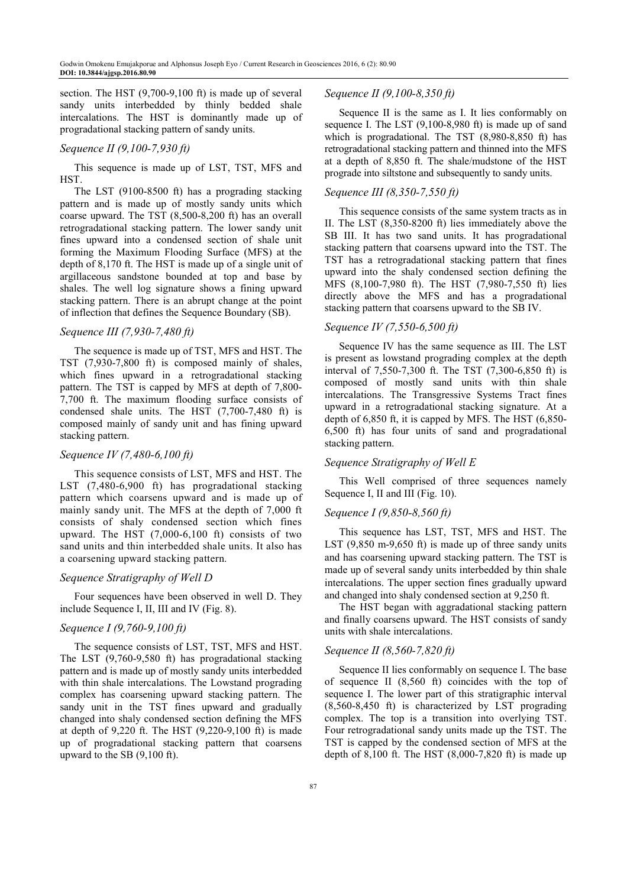section. The HST (9,700-9,100 ft) is made up of several sandy units interbedded by thinly bedded shale intercalations. The HST is dominantly made up of progradational stacking pattern of sandy units.

### *Sequence II (9,100-7,930 ft)*

This sequence is made up of LST, TST, MFS and HST.

The LST (9100-8500 ft) has a prograding stacking pattern and is made up of mostly sandy units which coarse upward. The TST (8,500-8,200 ft) has an overall retrogradational stacking pattern. The lower sandy unit fines upward into a condensed section of shale unit forming the Maximum Flooding Surface (MFS) at the depth of 8,170 ft. The HST is made up of a single unit of argillaceous sandstone bounded at top and base by shales. The well log signature shows a fining upward stacking pattern. There is an abrupt change at the point of inflection that defines the Sequence Boundary (SB).

### *Sequence III (7,930-7,480 ft)*

The sequence is made up of TST, MFS and HST. The TST (7,930-7,800 ft) is composed mainly of shales, which fines upward in a retrogradational stacking pattern. The TST is capped by MFS at depth of 7,800-7,700 ft. The maximum flooding surface consists of condensed shale units. The HST (7,700-7,480 ft) is composed mainly of sandy unit and has fining upward stacking pattern.

### *Sequence IV (7,480-6,100 ft)*

This sequence consists of LST, MFS and HST. The LST (7,480-6,900 ft) has progradational stacking pattern which coarsens upward and is made up of mainly sandy unit. The MFS at the depth of 7,000 ft consists of shaly condensed section which fines upward. The HST (7,000-6,100 ft) consists of two sand units and thin interbedded shale units. It also has a coarsening upward stacking pattern.

## *Sequence Stratigraphy of Well D*

Four sequences have been observed in well D. They include Sequence I, II, III and IV (Fig. 8).

### *Sequence I (9,760-9,100 ft)*

The sequence consists of LST, TST, MFS and HST. The LST (9,760-9,580 ft) has progradational stacking pattern and is made up of mostly sandy units interbedded with thin shale intercalations. The Lowstand prograding complex has coarsening upward stacking pattern. The sandy unit in the TST fines upward and gradually changed into shaly condensed section defining the MFS at depth of 9,220 ft. The HST (9,220-9,100 ft) is made up of progradational stacking pattern that coarsens upward to the SB (9,100 ft).

### *Sequence II (9,100-8,350 ft)*

Sequence II is the same as I. It lies conformably on sequence I. The LST (9,100-8,980 ft) is made up of sand which is progradational. The TST (8,980-8,850 ft) has retrogradational stacking pattern and thinned into the MFS at a depth of 8,850 ft. The shale/mudstone of the HST prograde into siltstone and subsequently to sandy units.

### *Sequence III (8,350-7,550 ft)*

This sequence consists of the same system tracts as in II. The LST (8,350-8200 ft) lies immediately above the SB III. It has two sand units. It has progradational stacking pattern that coarsens upward into the TST. The TST has a retrogradational stacking pattern that fines upward into the shaly condensed section defining the MFS (8,100-7,980 ft). The HST (7,980-7,550 ft) lies directly above the MFS and has a progradational stacking pattern that coarsens upward to the SB IV.

### *Sequence IV (7,550-6,500 ft)*

Sequence IV has the same sequence as III. The LST is present as lowstand prograding complex at the depth interval of 7,550-7,300 ft. The TST (7,300-6,850 ft) is composed of mostly sand units with thin shale intercalations. The Transgressive Systems Tract fines upward in a retrogradational stacking signature. At a depth of 6,850 ft, it is capped by MFS. The HST (6,850-6,500 ft) has four units of sand and progradational stacking pattern.

## *Sequence Stratigraphy of Well E*

This Well comprised of three sequences namely Sequence I, II and III (Fig. 10).

### *Sequence I (9,850-8,560 ft)*

This sequence has LST, TST, MFS and HST. The LST (9,850 m-9,650 ft) is made up of three sandy units and has coarsening upward stacking pattern. The TST is made up of several sandy units interbedded by thin shale intercalations. The upper section fines gradually upward and changed into shaly condensed section at 9,250 ft.

The HST began with aggradational stacking pattern and finally coarsens upward. The HST consists of sandy units with shale intercalations.

### *Sequence II (8,560-7,820 ft)*

Sequence II lies conformably on sequence I. The base of sequence II (8,560 ft) coincides with the top of sequence I. The lower part of this stratigraphic interval (8,560-8,450 ft) is characterized by LST prograding complex. The top is a transition into overlying TST. Four retrogradational sandy units made up the TST. The TST is capped by the condensed section of MFS at the depth of 8,100 ft. The HST (8,000-7,820 ft) is made up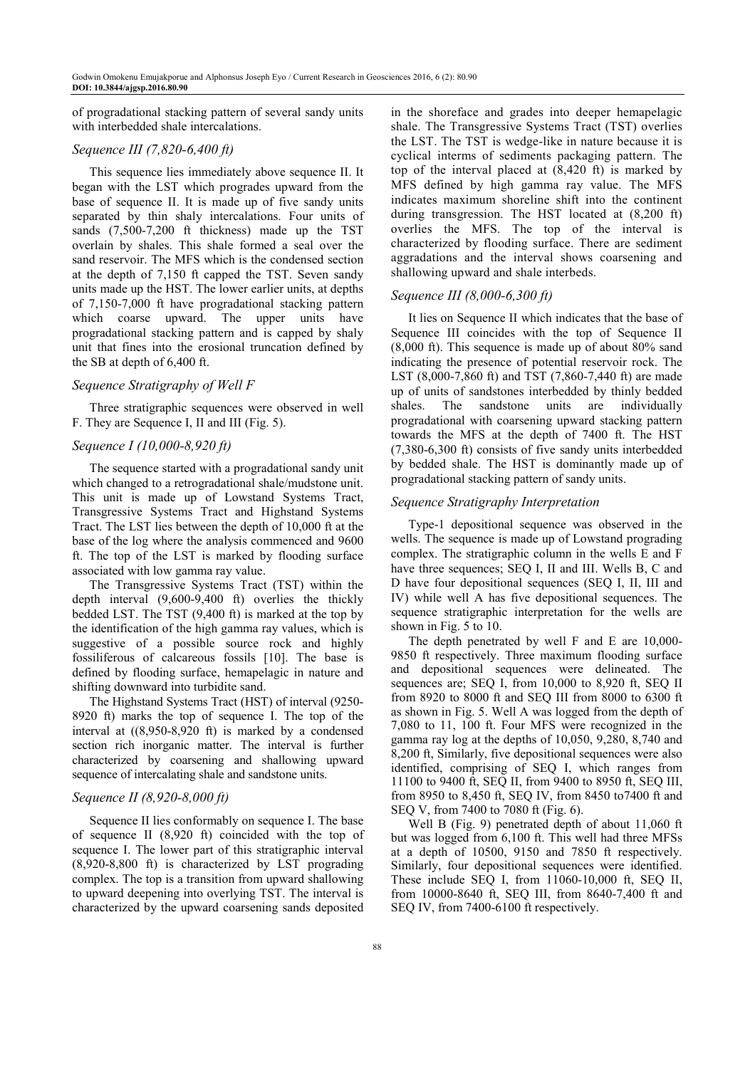of progradational stacking pattern of several sandy units with interbedded shale intercalations.

### *Sequence III (7,820-6,400 ft)*

This sequence lies immediately above sequence II. It began with the LST which progrades upward from the base of sequence II. It is made up of five sandy units separated by thin shaly intercalations. Four units of sands (7,500-7,200 ft thickness) made up the TST overlain by shales. This shale formed a seal over the sand reservoir. The MFS which is the condensed section at the depth of 7,150 ft capped the TST. Seven sandy units made up the HST. The lower earlier units, at depths of 7,150-7,000 ft have progradational stacking pattern which coarse upward. The upper units have progradational stacking pattern and is capped by shaly unit that fines into the erosional truncation defined by the SB at depth of 6,400 ft.

### *Sequence Stratigraphy of Well F*

Three stratigraphic sequences were observed in well F. They are Sequence I, II and III (Fig. 5).

### *Sequence I (10,000-8,920 ft)*

The sequence started with a progradational sandy unit which changed to a retrogradational shale/mudstone unit. This unit is made up of Lowstand Systems Tract, Transgressive Systems Tract and Highstand Systems Tract. The LST lies between the depth of 10,000 ft at the base of the log where the analysis commenced and 9600 ft. The top of the LST is marked by flooding surface associated with low gamma ray value.

The Transgressive Systems Tract (TST) within the depth interval (9,600-9,400 ft) overlies the thickly bedded LST. The TST (9,400 ft) is marked at the top by the identification of the high gamma ray values, which is suggestive of a possible source rock and highly fossiliferous of calcareous fossils [10]. The base is defined by flooding surface, hemapelagic in nature and shifting downward into turbidite sand.

The Highstand Systems Tract (HST) of interval (9250-8920 ft) marks the top of sequence I. The top of the interval at ((8,950-8,920 ft) is marked by a condensed section rich inorganic matter. The interval is further characterized by coarsening and shallowing upward sequence of intercalating shale and sandstone units.

### *Sequence II (8,920-8,000 ft)*

Sequence II lies conformably on sequence I. The base of sequence II (8,920 ft) coincided with the top of sequence I. The lower part of this stratigraphic interval (8,920-8,800 ft) is characterized by LST prograding complex. The top is a transition from upward shallowing to upward deepening into overlying TST. The interval is characterized by the upward coarsening sands deposited in the shoreface and grades into deeper hemapelagic shale. The Transgressive Systems Tract (TST) overlies the LST. The TST is wedge-like in nature because it is cyclical interms of sediments packaging pattern. The top of the interval placed at (8,420 ft) is marked by MFS defined by high gamma ray value. The MFS indicates maximum shoreline shift into the continent during transgression. The HST located at (8,200 ft) overlies the MFS. The top of the interval is characterized by flooding surface. There are sediment aggradations and the interval shows coarsening and shallowing upward and shale interbeds.

### *Sequence III (8,000-6,300 ft)*

It lies on Sequence II which indicates that the base of Sequence III coincides with the top of Sequence II (8,000 ft). This sequence is made up of about 80% sand indicating the presence of potential reservoir rock. The LST (8,000-7,860 ft) and TST (7,860-7,440 ft) are made up of units of sandstones interbedded by thinly bedded shales. The sandstone units are individually progradational with coarsening upward stacking pattern towards the MFS at the depth of 7400 ft. The HST (7,380-6,300 ft) consists of five sandy units interbedded by bedded shale. The HST is dominantly made up of progradational stacking pattern of sandy units.

### *Sequence Stratigraphy Interpretation*

Type-1 depositional sequence was observed in the wells. The sequence is made up of Lowstand prograding complex. The stratigraphic column in the wells E and F have three sequences; SEQ I, II and III. Wells B, C and D have four depositional sequences (SEQ I, II, III and IV) while well A has five depositional sequences. The sequence stratigraphic interpretation for the wells are shown in Fig. 5 to 10.

The depth penetrated by well F and E are 10,000-9850 ft respectively. Three maximum flooding surface and depositional sequences were delineated. The sequences are; SEQ I, from 10,000 to 8,920 ft, SEQ II from 8920 to 8000 ft and SEQ III from 8000 to 6300 ft as shown in Fig. 5. Well A was logged from the depth of 7,080 to 11, 100 ft. Four MFS were recognized in the gamma ray log at the depths of 10,050, 9,280, 8,740 and 8,200 ft, Similarly, five depositional sequences were also identified, comprising of SEQ I, which ranges from 11100 to 9400 ft, SEQ II, from 9400 to 8950 ft, SEQ III, from 8950 to 8,450 ft, SEQ IV, from 8450 to7400 ft and SEQ V, from 7400 to 7080 ft (Fig. 6).

Well B (Fig. 9) penetrated depth of about 11,060 ft but was logged from 6,100 ft. This well had three MFSs at a depth of 10500, 9150 and 7850 ft respectively. Similarly, four depositional sequences were identified. These include SEQ I, from 11060-10,000 ft, SEQ II, from 10000-8640 ft, SEQ III, from 8640-7,400 ft and SEQ IV, from 7400-6100 ft respectively.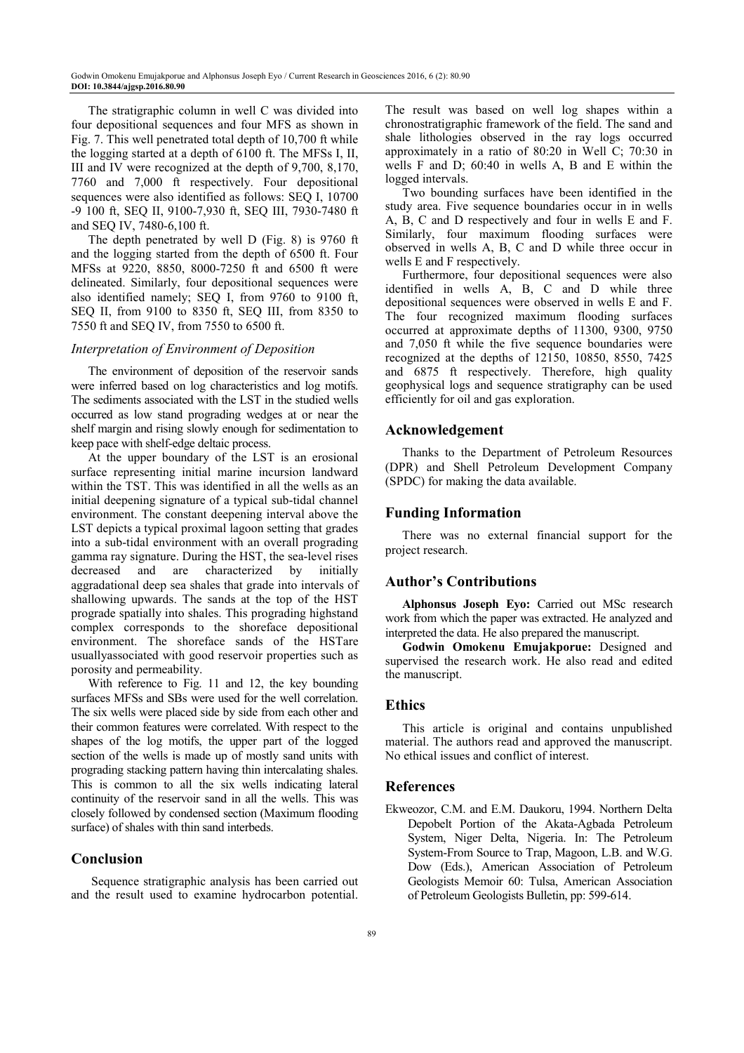The stratigraphic column in well C was divided into four depositional sequences and four MFS as shown in Fig. 7. This well penetrated total depth of 10,700 ft while the logging started at a depth of 6100 ft. The MFSs I, II, III and IV were recognized at the depth of 9,700, 8,170, 7760 and 7,000 ft respectively. Four depositional sequences were also identified as follows: SEQ I, 10700 -9 100 ft, SEQ II, 9100-7,930 ft, SEQ III, 7930-7480 ft and SEQ IV, 7480-6,100 ft.

The depth penetrated by well D (Fig. 8) is 9760 ft and the logging started from the depth of 6500 ft. Four MFSs at 9220, 8850, 8000-7250 ft and 6500 ft were delineated. Similarly, four depositional sequences were also identified namely; SEQ I, from 9760 to 9100 ft, SEQ II, from 9100 to 8350 ft, SEQ III, from 8350 to 7550 ft and SEQ IV, from 7550 to 6500 ft.

### *Interpretation of Environment of Deposition*

The environment of deposition of the reservoir sands were inferred based on log characteristics and log motifs. The sediments associated with the LST in the studied wells occurred as low stand prograding wedges at or near the shelf margin and rising slowly enough for sedimentation to keep pace with shelf-edge deltaic process.

At the upper boundary of the LST is an erosional surface representing initial marine incursion landward within the TST. This was identified in all the wells as an initial deepening signature of a typical sub-tidal channel environment. The constant deepening interval above the LST depicts a typical proximal lagoon setting that grades into a sub-tidal environment with an overall prograding gamma ray signature. During the HST, the sea-level rises decreased and are characterized by initially aggradational deep sea shales that grade into intervals of shallowing upwards. The sands at the top of the HST prograde spatially into shales. This prograding highstand complex corresponds to the shoreface depositional environment. The shoreface sands of the HSTare usuallyassociated with good reservoir properties such as porosity and permeability.

With reference to Fig. 11 and 12, the key bounding surfaces MFSs and SBs were used for the well correlation. The six wells were placed side by side from each other and their common features were correlated. With respect to the shapes of the log motifs, the upper part of the logged section of the wells is made up of mostly sand units with prograding stacking pattern having thin intercalating shales. This is common to all the six wells indicating lateral continuity of the reservoir sand in all the wells. This was closely followed by condensed section (Maximum flooding surface) of shales with thin sand interbeds.

## Conclusion

Sequence stratigraphic analysis has been carried out and the result used to examine hydrocarbon potential. The result was based on well log shapes within a chronostratigraphic framework of the field. The sand and shale lithologies observed in the ray logs occurred approximately in a ratio of 80:20 in Well C; 70:30 in wells F and D; 60:40 in wells A, B and E within the logged intervals.

Two bounding surfaces have been identified in the study area. Five sequence boundaries occur in in wells A, B, C and D respectively and four in wells E and F. Similarly, four maximum flooding surfaces were observed in wells A, B, C and D while three occur in wells E and F respectively.

Furthermore, four depositional sequences were also identified in wells A, B, C and D while three depositional sequences were observed in wells E and F. The four recognized maximum flooding surfaces occurred at approximate depths of 11300, 9300, 9750 and 7,050 ft while the five sequence boundaries were recognized at the depths of 12150, 10850, 8550, 7425 and 6875 ft respectively. Therefore, high quality geophysical logs and sequence stratigraphy can be used efficiently for oil and gas exploration.

## Acknowledgement

Thanks to the Department of Petroleum Resources (DPR) and Shell Petroleum Development Company (SPDC) for making the data available.

## Funding Information

There was no external financial support for the project research.

## Author's Contributions

**Alphonsus Joseph Eyo:** Carried out MSc research work from which the paper was extracted. He analyzed and interpreted the data. He also prepared the manuscript.

**Godwin Omokenu Emujakporue:** Designed and supervised the research work. He also read and edited the manuscript.

## Ethics

This article is original and contains unpublished material. The authors read and approved the manuscript. No ethical issues and conflict of interest.

## References

Ekweozor, C.M. and E.M. Daukoru, 1994. Northern Delta Depobelt Portion of the Akata-Agbada Petroleum System, Niger Delta, Nigeria. In: The Petroleum System-From Source to Trap, Magoon, L.B. and W.G. Dow (Eds.), American Association of Petroleum Geologists Memoir 60: Tulsa, American Association of Petroleum Geologists Bulletin, pp: 599-614.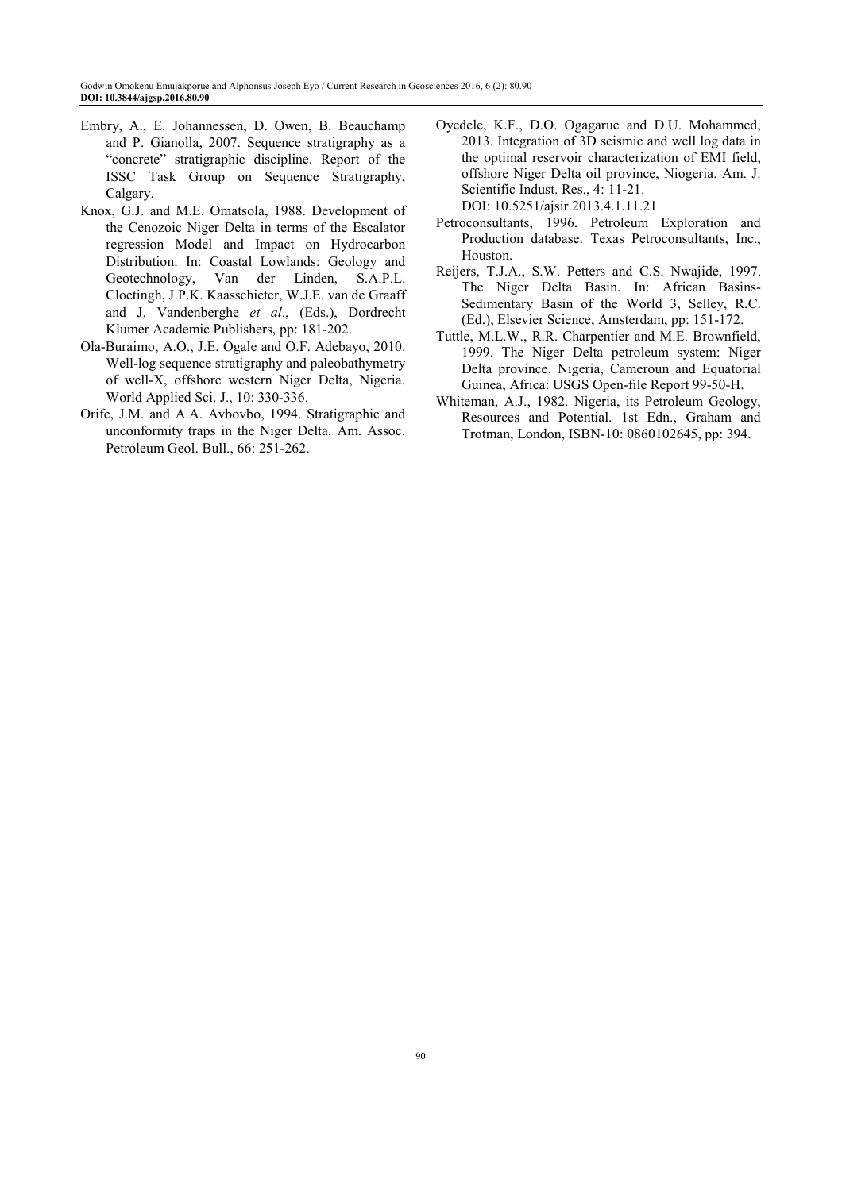Embry, A., E. Johannessen, D. Owen, B. Beauchamp and P. Gianolla, 2007. Sequence stratigraphy as a "concrete" stratigraphic discipline. Report of the ISSC Task Group on Sequence Stratigraphy, Calgary.

Knox, G.J. and M.E. Omatsola, 1988. Development of the Cenozoic Niger Delta in terms of the Escalator regression Model and Impact on Hydrocarbon Distribution. In: Coastal Lowlands: Geology and Geotechnology, Van der Linden, S.A.P.L. Cloetingh, J.P.K. Kaasschieter, W.J.E. van de Graaff and J. Vandenberghe *et al*., (Eds.), Dordrecht Klumer Academic Publishers, pp: 181-202.

Ola-Buraimo, A.O., J.E. Ogale and O.F. Adebayo, 2010. Well-log sequence stratigraphy and paleobathymetry of well-X, offshore western Niger Delta, Nigeria. World Applied Sci. J., 10: 330-336.

Orife, J.M. and A.A. Avbovbo, 1994. Stratigraphic and unconformity traps in the Niger Delta. Am. Assoc. Petroleum Geol. Bull., 66: 251-262.

Oyedele, K.F., D.O. Ogagarue and D.U. Mohammed, 2013. Integration of 3D seismic and well log data in the optimal reservoir characterization of EMI field, offshore Niger Delta oil province, Niogeria. Am. J. Scientific Indust. Res., 4: 11-21. DOI: 10.5251/ajsir.2013.4.1.11.21

Petroconsultants, 1996. Petroleum Exploration and Production database. Texas Petroconsultants, Inc., Houston.

Reijers, T.J.A., S.W. Petters and C.S. Nwajide, 1997. The Niger Delta Basin. In: African Basins-Sedimentary Basin of the World 3, Selley, R.C. (Ed.), Elsevier Science, Amsterdam, pp: 151-172.

Tuttle, M.L.W., R.R. Charpentier and M.E. Brownfield, 1999. The Niger Delta petroleum system: Niger Delta province. Nigeria, Cameroun and Equatorial Guinea, Africa: USGS Open-file Report 99-50-H.

Whiteman, A.J., 1982. Nigeria, its Petroleum Geology, Resources and Potential. 1st Edn., Graham and Trotman, London, ISBN-10: 0860102645, pp: 394.